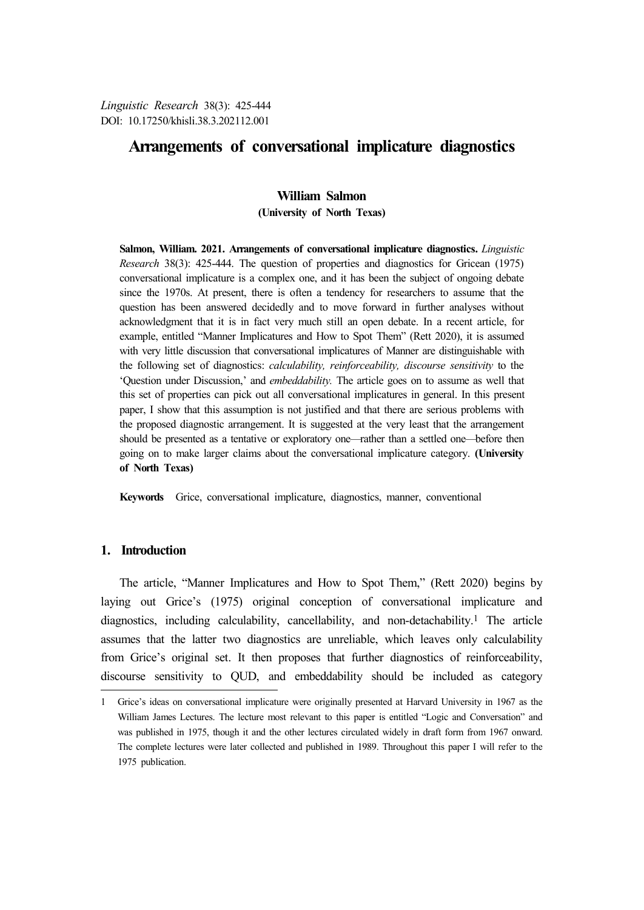*Linguistic Research* 38(3): 425-444
DOI: 10.17250/khisli.38.3.202112.001

# Arrangements of conversational implicature diagnostics

**William Salmon**
**(University of North Texas)**

**Salmon, William. 2021. Arrangements of conversational implicature diagnostics.** *Linguistic Research* 38(3): 425-444. The question of properties and diagnostics for Gricean (1975) conversational implicature is a complex one, and it has been the subject of ongoing debate since the 1970s. At present, there is often a tendency for researchers to assume that the question has been answered decidedly and to move forward in further analyses without acknowledgment that it is in fact very much still an open debate. In a recent article, for example, entitled "Manner Implicatures and How to Spot Them" (Rett 2020), it is assumed with very little discussion that conversational implicatures of Manner are distinguishable with the following set of diagnostics: *calculability, reinforceability, discourse sensitivity* to the 'Question under Discussion,' and *embeddability.* The article goes on to assume as well that this set of properties can pick out all conversational implicatures in general. In this present paper, I show that this assumption is not justified and that there are serious problems with the proposed diagnostic arrangement. It is suggested at the very least that the arrangement should be presented as a tentative or exploratory one—rather than a settled one—before then going on to make larger claims about the conversational implicature category. **(University of North Texas)**

**Keywords** Grice, conversational implicature, diagnostics, manner, conventional

## 1. Introduction

The article, "Manner Implicatures and How to Spot Them," (Rett 2020) begins by laying out Grice's (1975) original conception of conversational implicature and diagnostics, including calculability, cancellability, and non-detachability.[1] The article assumes that the latter two diagnostics are unreliable, which leaves only calculability from Grice's original set. It then proposes that further diagnostics of reinforceability, discourse sensitivity to QUD, and embeddability should be included as category

1 Grice's ideas on conversational implicature were originally presented at Harvard University in 1967 as the William James Lectures. The lecture most relevant to this paper is entitled "Logic and Conversation" and was published in 1975, though it and the other lectures circulated widely in draft form from 1967 onward. The complete lectures were later collected and published in 1989. Throughout this paper I will refer to the 1975 publication.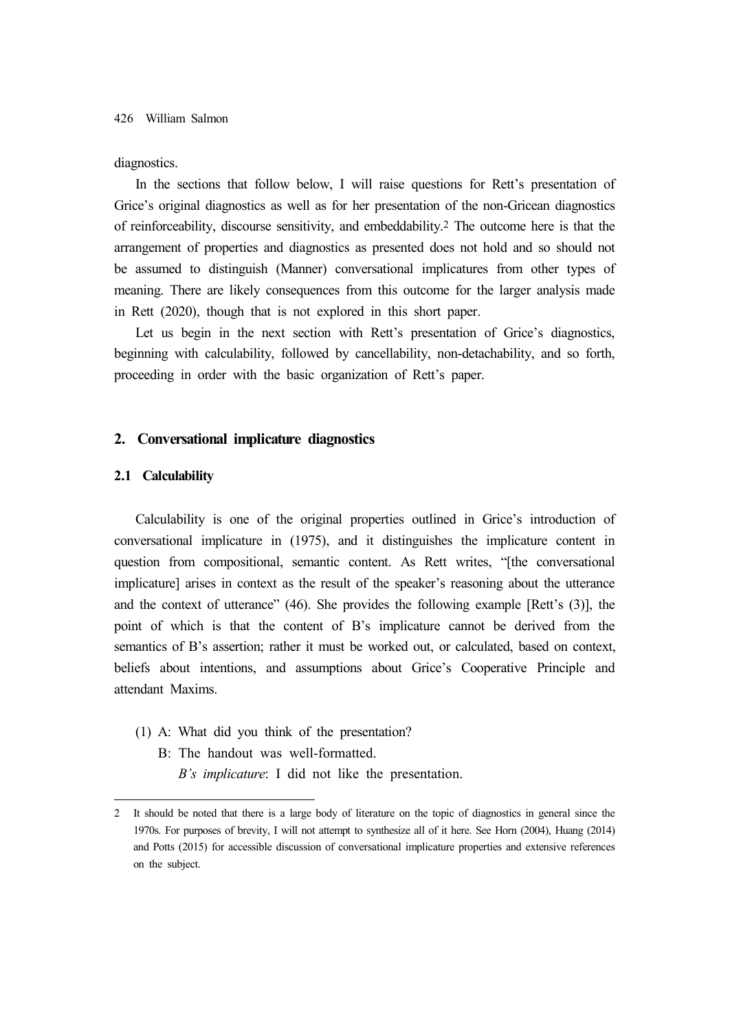diagnostics.

In the sections that follow below, I will raise questions for Rett's presentation of Grice's original diagnostics as well as for her presentation of the non-Gricean diagnostics of reinforceability, discourse sensitivity, and embeddability.[2] The outcome here is that the arrangement of properties and diagnostics as presented does not hold and so should not be assumed to distinguish (Manner) conversational implicatures from other types of meaning. There are likely consequences from this outcome for the larger analysis made in Rett (2020), though that is not explored in this short paper.

Let us begin in the next section with Rett's presentation of Grice's diagnostics, beginning with calculability, followed by cancellability, non-detachability, and so forth, proceeding in order with the basic organization of Rett's paper.

## 2. Conversational implicature diagnostics

### 2.1 Calculability

Calculability is one of the original properties outlined in Grice's introduction of conversational implicature in (1975), and it distinguishes the implicature content in question from compositional, semantic content. As Rett writes, "[the conversational implicature] arises in context as the result of the speaker's reasoning about the utterance and the context of utterance" (46). She provides the following example [Rett's (3)], the point of which is that the content of B's implicature cannot be derived from the semantics of B's assertion; rather it must be worked out, or calculated, based on context, beliefs about intentions, and assumptions about Grice's Cooperative Principle and attendant Maxims.

(1) A: What did you think of the presentation?
  B: The handout was well-formatted.
  *B's implicature*: I did not like the presentation.

---

2 It should be noted that there is a large body of literature on the topic of diagnostics in general since the 1970s. For purposes of brevity, I will not attempt to synthesize all of it here. See Horn (2004), Huang (2014) and Potts (2015) for accessible discussion of conversational implicature properties and extensive references on the subject.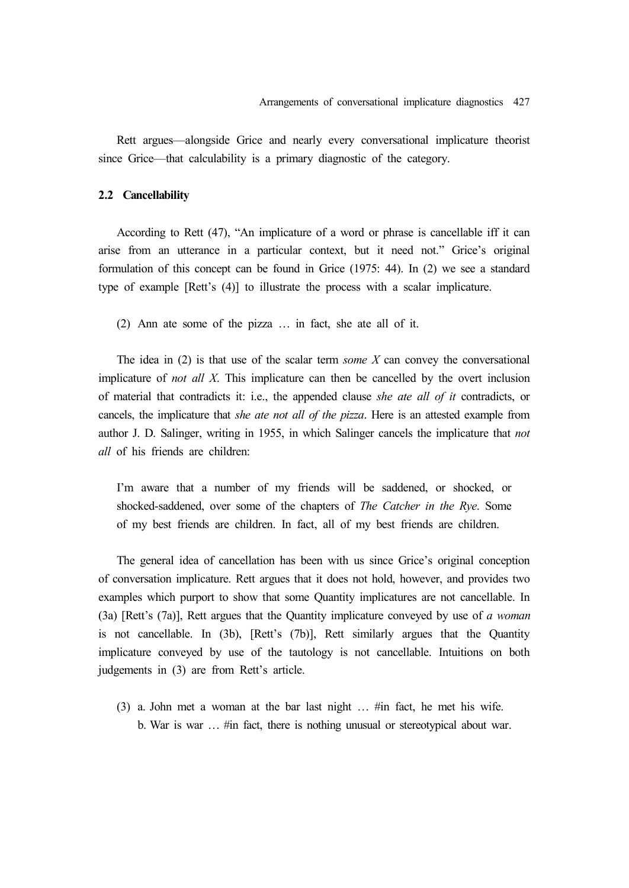Rett argues—alongside Grice and nearly every conversational implicature theorist since Grice—that calculability is a primary diagnostic of the category.

### 2.2 Cancellability

According to Rett (47), "An implicature of a word or phrase is cancellable iff it can arise from an utterance in a particular context, but it need not." Grice's original formulation of this concept can be found in Grice (1975: 44). In (2) we see a standard type of example [Rett's (4)] to illustrate the process with a scalar implicature.

(2) Ann ate some of the pizza … in fact, she ate all of it.

The idea in (2) is that use of the scalar term *some X* can convey the conversational implicature of *not all X*. This implicature can then be cancelled by the overt inclusion of material that contradicts it: i.e., the appended clause *she ate all of it* contradicts, or cancels, the implicature that *she ate not all of the pizza*. Here is an attested example from author J. D. Salinger, writing in 1955, in which Salinger cancels the implicature that *not all* of his friends are children:

> I'm aware that a number of my friends will be saddened, or shocked, or shocked-saddened, over some of the chapters of *The Catcher in the Rye*. Some of my best friends are children. In fact, all of my best friends are children.

The general idea of cancellation has been with us since Grice's original conception of conversation implicature. Rett argues that it does not hold, however, and provides two examples which purport to show that some Quantity implicatures are not cancellable. In (3a) [Rett's (7a)], Rett argues that the Quantity implicature conveyed by use of *a woman* is not cancellable. In (3b), [Rett's (7b)], Rett similarly argues that the Quantity implicature conveyed by use of the tautology is not cancellable. Intuitions on both judgements in (3) are from Rett's article.

(3) a. John met a woman at the bar last night … #in fact, he met his wife.
    b. War is war … #in fact, there is nothing unusual or stereotypical about war.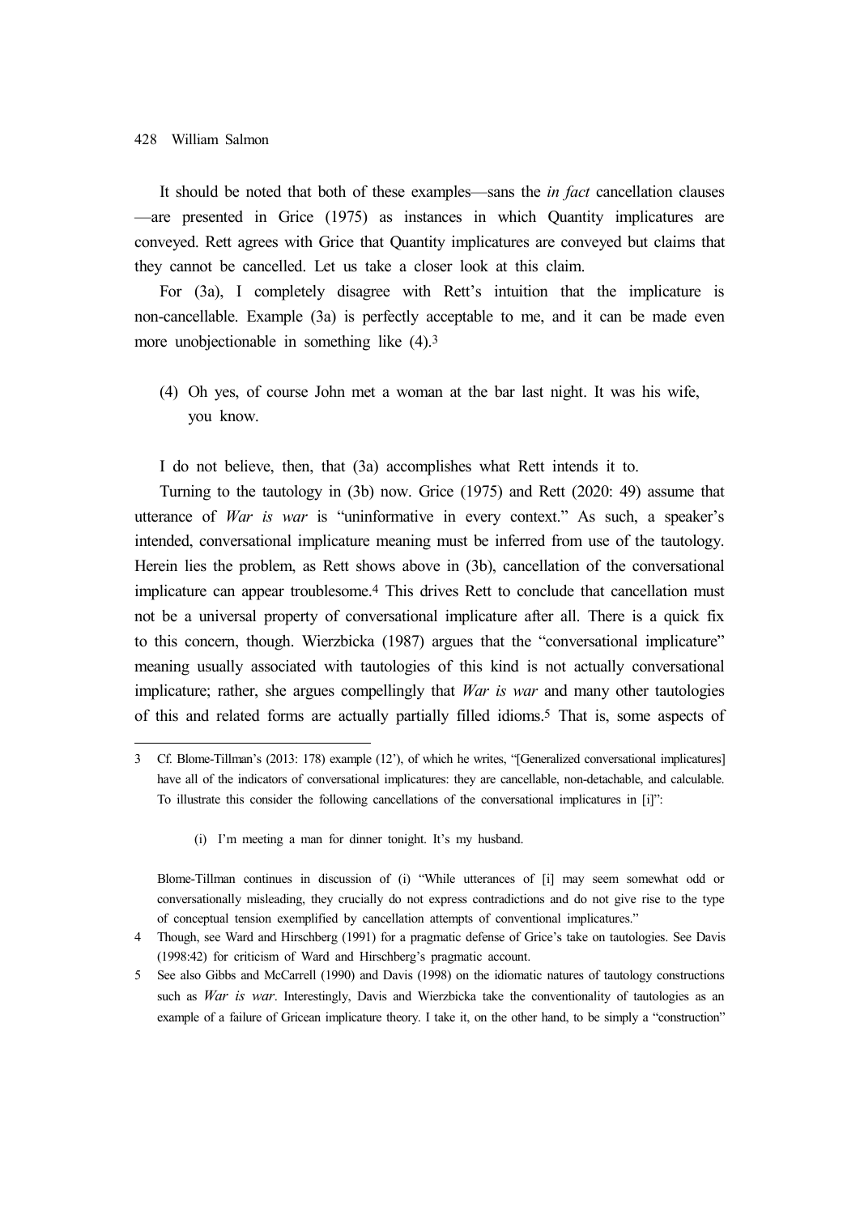It should be noted that both of these examples—sans the *in fact* cancellation clauses—are presented in Grice (1975) as instances in which Quantity implicatures are conveyed. Rett agrees with Grice that Quantity implicatures are conveyed but claims that they cannot be cancelled. Let us take a closer look at this claim.

For (3a), I completely disagree with Rett's intuition that the implicature is non-cancellable. Example (3a) is perfectly acceptable to me, and it can be made even more unobjectionable in something like (4).[3]

(4) Oh yes, of course John met a woman at the bar last night. It was his wife, you know.

I do not believe, then, that (3a) accomplishes what Rett intends it to.

Turning to the tautology in (3b) now. Grice (1975) and Rett (2020: 49) assume that utterance of *War is war* is "uninformative in every context." As such, a speaker's intended, conversational implicature meaning must be inferred from use of the tautology. Herein lies the problem, as Rett shows above in (3b), cancellation of the conversational implicature can appear troublesome.[4] This drives Rett to conclude that cancellation must not be a universal property of conversational implicature after all. There is a quick fix to this concern, though. Wierzbicka (1987) argues that the "conversational implicature" meaning usually associated with tautologies of this kind is not actually conversational implicature; rather, she argues compellingly that *War is war* and many other tautologies of this and related forms are actually partially filled idioms.[5] That is, some aspects of

---

3 Cf. Blome-Tillman's (2013: 178) example (12'), of which he writes, "[Generalized conversational implicatures] have all of the indicators of conversational implicatures: they are cancellable, non-detachable, and calculable. To illustrate this consider the following cancellations of the conversational implicatures in [i]":

(i) I'm meeting a man for dinner tonight. It's my husband.

Blome-Tillman continues in discussion of (i) "While utterances of [i] may seem somewhat odd or conversationally misleading, they crucially do not express contradictions and do not give rise to the type of conceptual tension exemplified by cancellation attempts of conventional implicatures."

4 Though, see Ward and Hirschberg (1991) for a pragmatic defense of Grice's take on tautologies. See Davis (1998:42) for criticism of Ward and Hirschberg's pragmatic account.

5 See also Gibbs and McCarrell (1990) and Davis (1998) on the idiomatic natures of tautology constructions such as *War is war*. Interestingly, Davis and Wierzbicka take the conventionality of tautologies as an example of a failure of Gricean implicature theory. I take it, on the other hand, to be simply a "construction"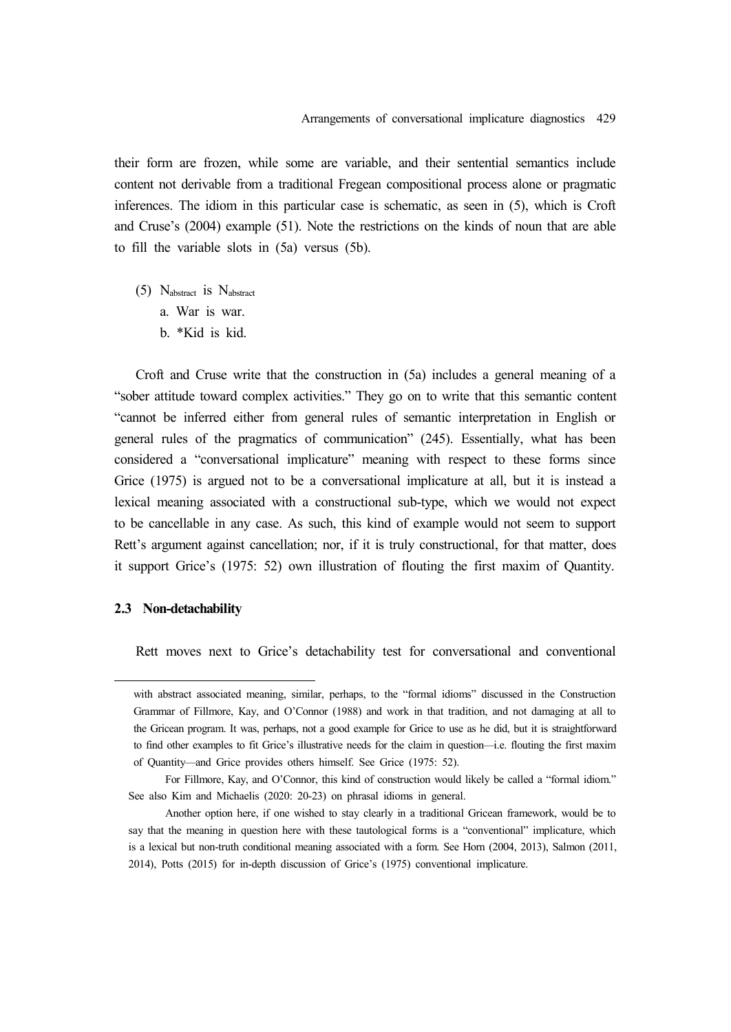their form are frozen, while some are variable, and their sentential semantics include content not derivable from a traditional Fregean compositional process alone or pragmatic inferences. The idiom in this particular case is schematic, as seen in (5), which is Croft and Cruse's (2004) example (51). Note the restrictions on the kinds of noun that are able to fill the variable slots in (5a) versus (5b).

(5) $N_{abstract}$ is $N_{abstract}$
   a. War is war.
   b. *Kid is kid.

Croft and Cruse write that the construction in (5a) includes a general meaning of a "sober attitude toward complex activities." They go on to write that this semantic content "cannot be inferred either from general rules of semantic interpretation in English or general rules of the pragmatics of communication" (245). Essentially, what has been considered a "conversational implicature" meaning with respect to these forms since Grice (1975) is argued not to be a conversational implicature at all, but it is instead a lexical meaning associated with a constructional sub-type, which we would not expect to be cancellable in any case. As such, this kind of example would not seem to support Rett's argument against cancellation; nor, if it is truly constructional, for that matter, does it support Grice's (1975: 52) own illustration of flouting the first maxim of Quantity.

### 2.3 Non-detachability

Rett moves next to Grice's detachability test for conversational and conventional

---

with abstract associated meaning, similar, perhaps, to the "formal idioms" discussed in the Construction Grammar of Fillmore, Kay, and O'Connor (1988) and work in that tradition, and not damaging at all to the Gricean program. It was, perhaps, not a good example for Grice to use as he did, but it is straightforward to find other examples to fit Grice's illustrative needs for the claim in question—i.e. flouting the first maxim of Quantity—and Grice provides others himself. See Grice (1975: 52).

For Fillmore, Kay, and O'Connor, this kind of construction would likely be called a "formal idiom." See also Kim and Michaelis (2020: 20-23) on phrasal idioms in general.

Another option here, if one wished to stay clearly in a traditional Gricean framework, would be to say that the meaning in question here with these tautological forms is a "conventional" implicature, which is a lexical but non-truth conditional meaning associated with a form. See Horn (2004, 2013), Salmon (2011, 2014), Potts (2015) for in-depth discussion of Grice's (1975) conventional implicature.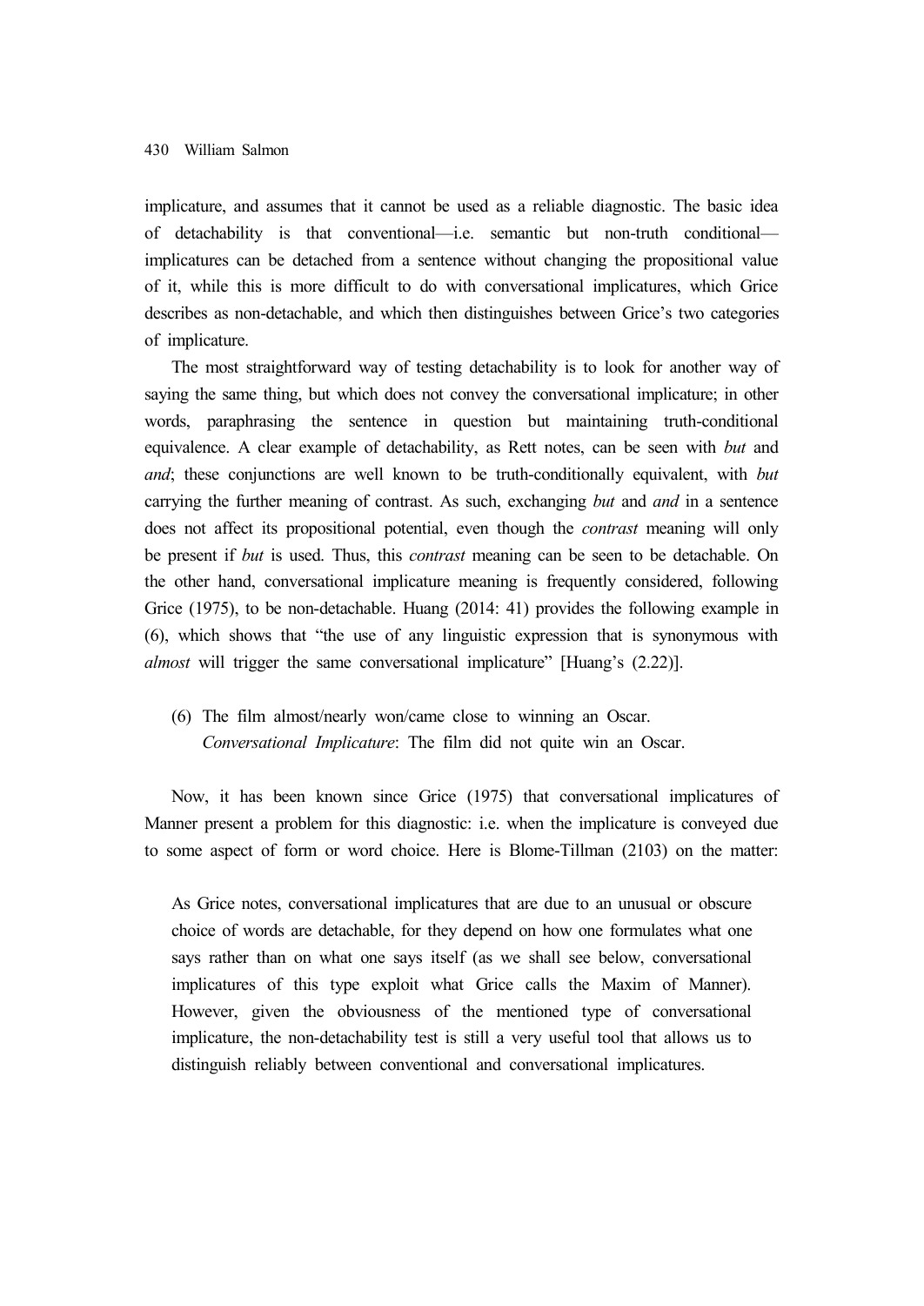implicature, and assumes that it cannot be used as a reliable diagnostic. The basic idea of detachability is that conventional—i.e. semantic but non-truth conditional—implicatures can be detached from a sentence without changing the propositional value of it, while this is more difficult to do with conversational implicatures, which Grice describes as non-detachable, and which then distinguishes between Grice's two categories of implicature.

The most straightforward way of testing detachability is to look for another way of saying the same thing, but which does not convey the conversational implicature; in other words, paraphrasing the sentence in question but maintaining truth-conditional equivalence. A clear example of detachability, as Rett notes, can be seen with *but* and *and*; these conjunctions are well known to be truth-conditionally equivalent, with *but* carrying the further meaning of contrast. As such, exchanging *but* and *and* in a sentence does not affect its propositional potential, even though the *contrast* meaning will only be present if *but* is used. Thus, this *contrast* meaning can be seen to be detachable. On the other hand, conversational implicature meaning is frequently considered, following Grice (1975), to be non-detachable. Huang (2014: 41) provides the following example in (6), which shows that "the use of any linguistic expression that is synonymous with *almost* will trigger the same conversational implicature" [Huang's (2.22)].

(6) The film almost/nearly won/came close to winning an Oscar.
*Conversational Implicature*: The film did not quite win an Oscar.

Now, it has been known since Grice (1975) that conversational implicatures of Manner present a problem for this diagnostic: i.e. when the implicature is conveyed due to some aspect of form or word choice. Here is Blome-Tillman (2103) on the matter:

> As Grice notes, conversational implicatures that are due to an unusual or obscure choice of words are detachable, for they depend on how one formulates what one says rather than on what one says itself (as we shall see below, conversational implicatures of this type exploit what Grice calls the Maxim of Manner). However, given the obviousness of the mentioned type of conversational implicature, the non-detachability test is still a very useful tool that allows us to distinguish reliably between conventional and conversational implicatures.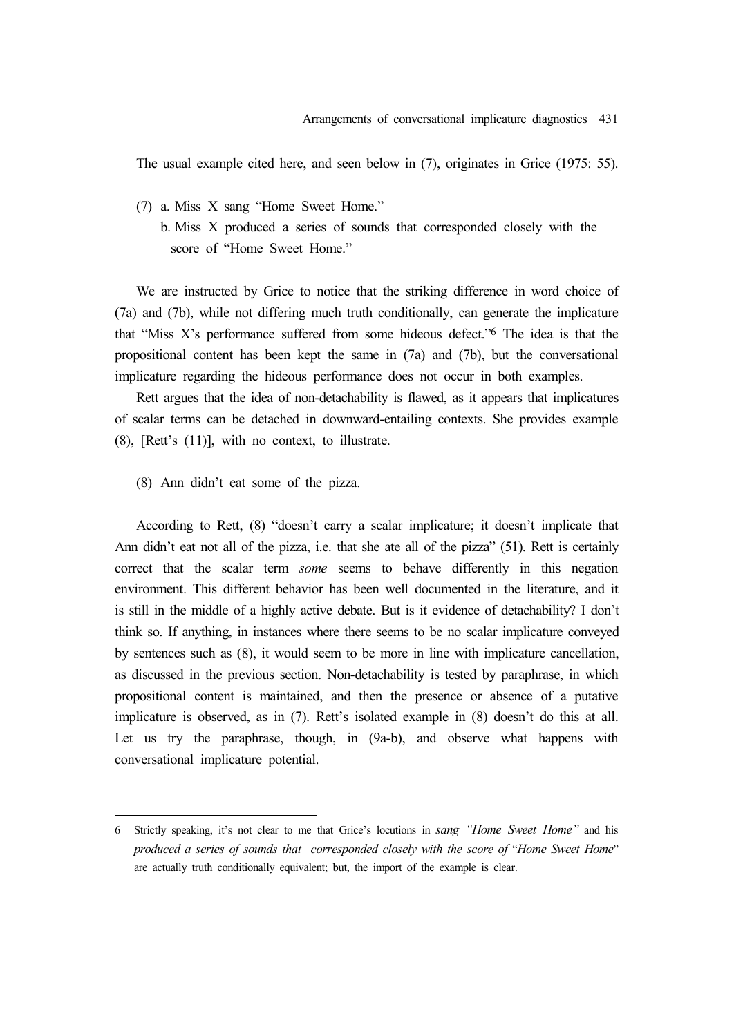The usual example cited here, and seen below in (7), originates in Grice (1975: 55).

(7) a. Miss X sang "Home Sweet Home."
    b. Miss X produced a series of sounds that corresponded closely with the score of "Home Sweet Home."

We are instructed by Grice to notice that the striking difference in word choice of (7a) and (7b), while not differing much truth conditionally, can generate the implicature that "Miss X's performance suffered from some hideous defect."[6] The idea is that the propositional content has been kept the same in (7a) and (7b), but the conversational implicature regarding the hideous performance does not occur in both examples.

Rett argues that the idea of non-detachability is flawed, as it appears that implicatures of scalar terms can be detached in downward-entailing contexts. She provides example (8), [Rett's (11)], with no context, to illustrate.

(8) Ann didn't eat some of the pizza.

According to Rett, (8) "doesn't carry a scalar implicature; it doesn't implicate that Ann didn't eat not all of the pizza, i.e. that she ate all of the pizza" (51). Rett is certainly correct that the scalar term *some* seems to behave differently in this negation environment. This different behavior has been well documented in the literature, and it is still in the middle of a highly active debate. But is it evidence of detachability? I don't think so. If anything, in instances where there seems to be no scalar implicature conveyed by sentences such as (8), it would seem to be more in line with implicature cancellation, as discussed in the previous section. Non-detachability is tested by paraphrase, in which propositional content is maintained, and then the presence or absence of a putative implicature is observed, as in (7). Rett's isolated example in (8) doesn't do this at all. Let us try the paraphrase, though, in (9a-b), and observe what happens with conversational implicature potential.

---

6 Strictly speaking, it's not clear to me that Grice's locutions in *sang "Home Sweet Home"* and his *produced a series of sounds that corresponded closely with the score of* "*Home Sweet Home*" are actually truth conditionally equivalent; but, the import of the example is clear.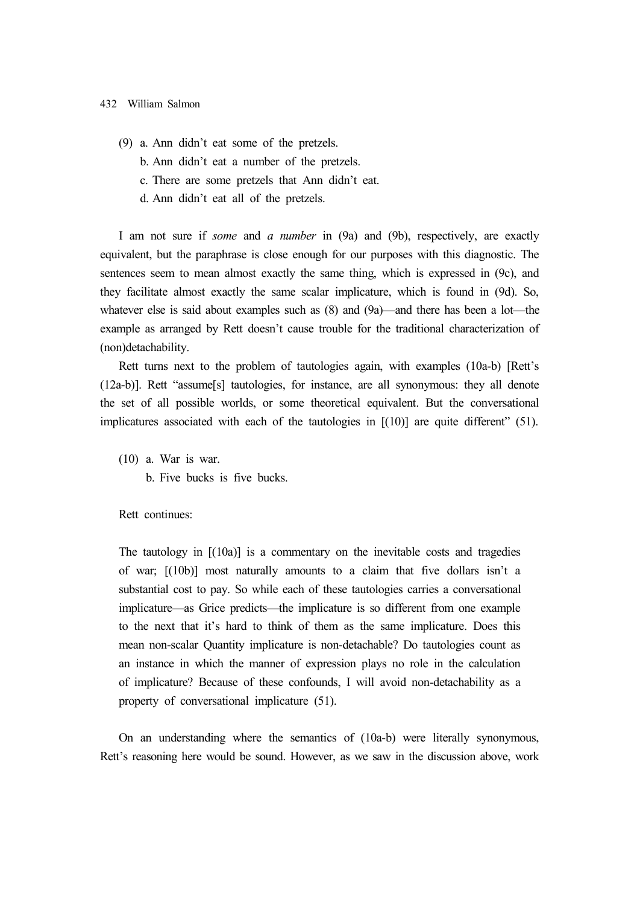(9) a. Ann didn't eat some of the pretzels.
    b. Ann didn't eat a number of the pretzels.
    c. There are some pretzels that Ann didn't eat.
    d. Ann didn't eat all of the pretzels.

I am not sure if *some* and *a number* in (9a) and (9b), respectively, are exactly equivalent, but the paraphrase is close enough for our purposes with this diagnostic. The sentences seem to mean almost exactly the same thing, which is expressed in (9c), and they facilitate almost exactly the same scalar implicature, which is found in (9d). So, whatever else is said about examples such as (8) and (9a)—and there has been a lot—the example as arranged by Rett doesn't cause trouble for the traditional characterization of (non)detachability.

Rett turns next to the problem of tautologies again, with examples (10a-b) [Rett's (12a-b)]. Rett "assume[s] tautologies, for instance, are all synonymous: they all denote the set of all possible worlds, or some theoretical equivalent. But the conversational implicatures associated with each of the tautologies in [(10)] are quite different" (51).

(10) a. War is war.
     b. Five bucks is five bucks.

Rett continues:

> The tautology in [(10a)] is a commentary on the inevitable costs and tragedies of war; [(10b)] most naturally amounts to a claim that five dollars isn't a substantial cost to pay. So while each of these tautologies carries a conversational implicature—as Grice predicts—the implicature is so different from one example to the next that it's hard to think of them as the same implicature. Does this mean non-scalar Quantity implicature is non-detachable? Do tautologies count as an instance in which the manner of expression plays no role in the calculation of implicature? Because of these confounds, I will avoid non-detachability as a property of conversational implicature (51).

On an understanding where the semantics of (10a-b) were literally synonymous, Rett's reasoning here would be sound. However, as we saw in the discussion above, work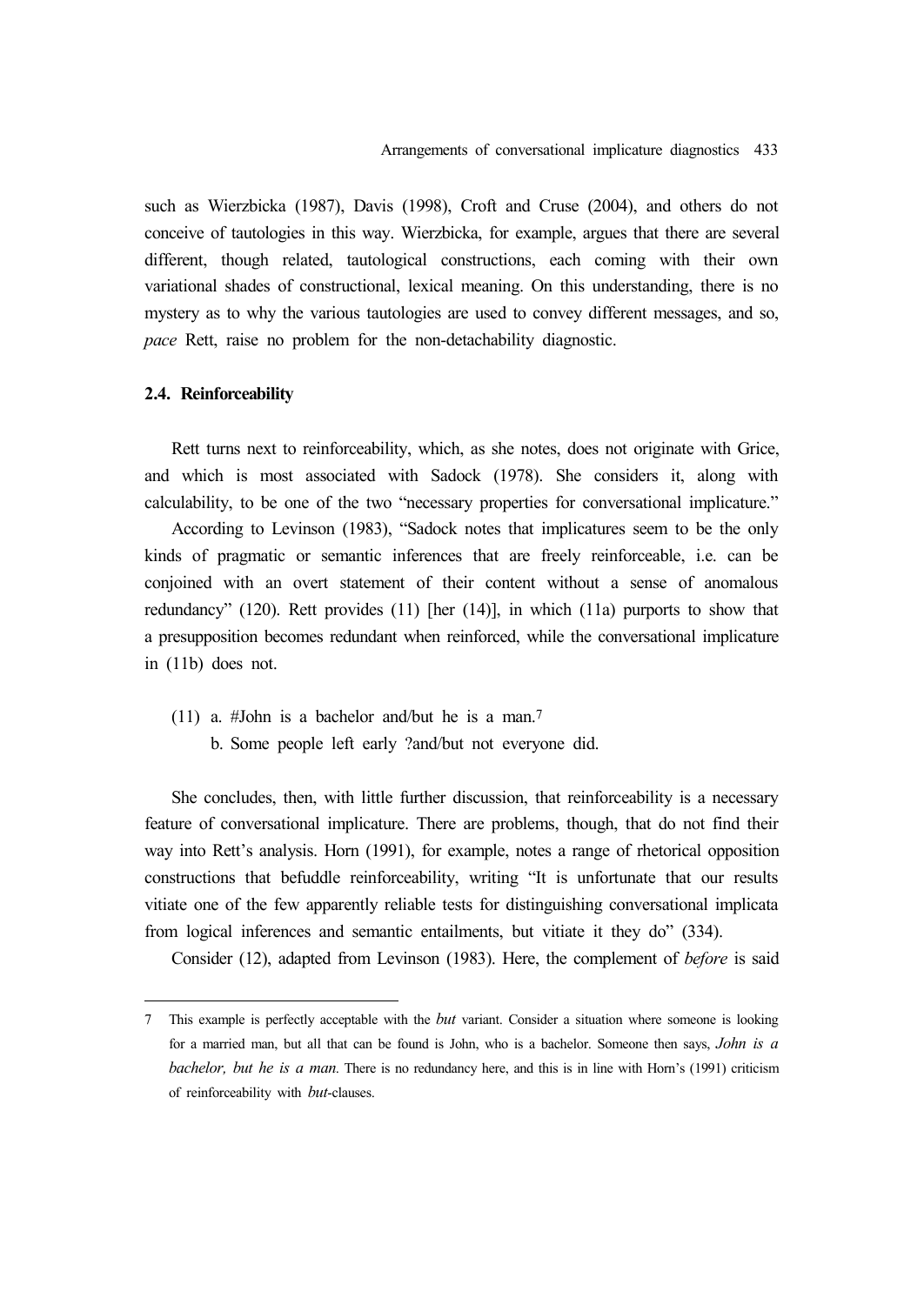such as Wierzbicka (1987), Davis (1998), Croft and Cruse (2004), and others do not conceive of tautologies in this way. Wierzbicka, for example, argues that there are several different, though related, tautological constructions, each coming with their own variational shades of constructional, lexical meaning. On this understanding, there is no mystery as to why the various tautologies are used to convey different messages, and so, *pace* Rett, raise no problem for the non-detachability diagnostic.

### 2.4. Reinforceability

Rett turns next to reinforceability, which, as she notes, does not originate with Grice, and which is most associated with Sadock (1978). She considers it, along with calculability, to be one of the two "necessary properties for conversational implicature."

According to Levinson (1983), "Sadock notes that implicatures seem to be the only kinds of pragmatic or semantic inferences that are freely reinforceable, i.e. can be conjoined with an overt statement of their content without a sense of anomalous redundancy" (120). Rett provides (11) [her (14)], in which (11a) purports to show that a presupposition becomes redundant when reinforced, while the conversational implicature in (11b) does not.

(11) a. #John is a bachelor and/but he is a man.[7]
     b. Some people left early ?and/but not everyone did.

She concludes, then, with little further discussion, that reinforceability is a necessary feature of conversational implicature. There are problems, though, that do not find their way into Rett's analysis. Horn (1991), for example, notes a range of rhetorical opposition constructions that befuddle reinforceability, writing "It is unfortunate that our results vitiate one of the few apparently reliable tests for distinguishing conversational implicata from logical inferences and semantic entailments, but vitiate it they do" (334).

Consider (12), adapted from Levinson (1983). Here, the complement of *before* is said

---

7 This example is perfectly acceptable with the *but* variant. Consider a situation where someone is looking for a married man, but all that can be found is John, who is a bachelor. Someone then says, *John is a bachelor, but he is a man.* There is no redundancy here, and this is in line with Horn's (1991) criticism of reinforceability with *but*-clauses.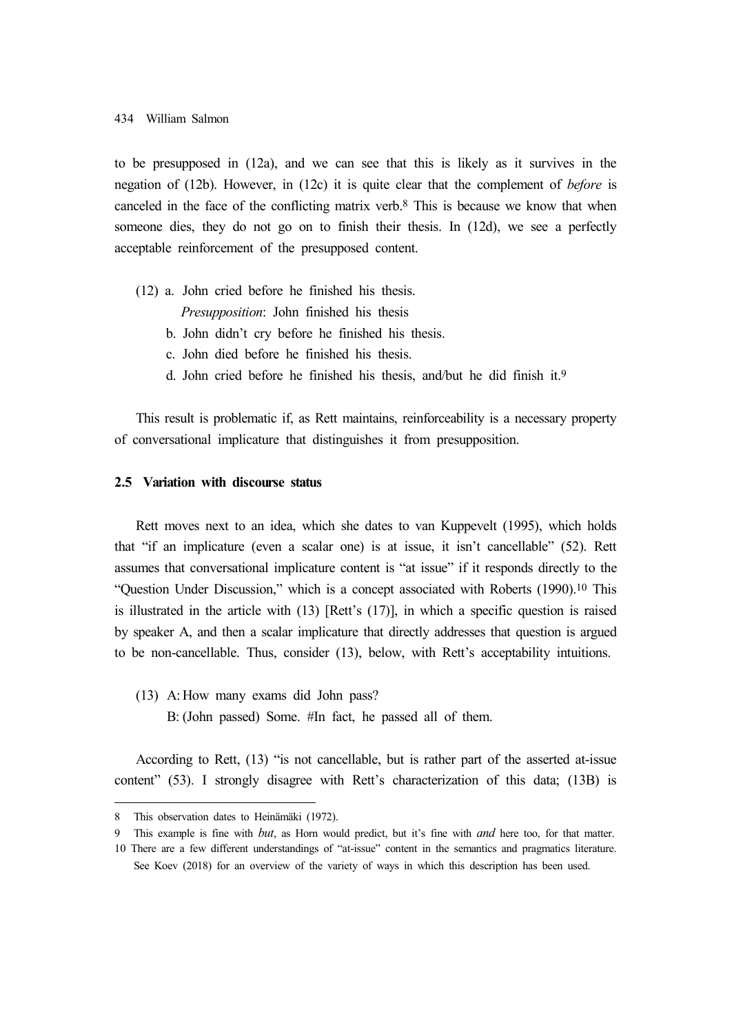to be presupposed in (12a), and we can see that this is likely as it survives in the negation of (12b). However, in (12c) it is quite clear that the complement of *before* is canceled in the face of the conflicting matrix verb.[8] This is because we know that when someone dies, they do not go on to finish their thesis. In (12d), we see a perfectly acceptable reinforcement of the presupposed content.

(12) a. John cried before he finished his thesis.
  *Presupposition*: John finished his thesis
 b. John didn't cry before he finished his thesis.
 c. John died before he finished his thesis.
 d. John cried before he finished his thesis, and/but he did finish it.[9]

This result is problematic if, as Rett maintains, reinforceability is a necessary property of conversational implicature that distinguishes it from presupposition.

### 2.5 Variation with discourse status

Rett moves next to an idea, which she dates to van Kuppevelt (1995), which holds that "if an implicature (even a scalar one) is at issue, it isn't cancellable" (52). Rett assumes that conversational implicature content is "at issue" if it responds directly to the "Question Under Discussion," which is a concept associated with Roberts (1990).[10] This is illustrated in the article with (13) [Rett's (17)], in which a specific question is raised by speaker A, and then a scalar implicature that directly addresses that question is argued to be non-cancellable. Thus, consider (13), below, with Rett's acceptability intuitions.

(13) A: How many exams did John pass?
 B: (John passed) Some. #In fact, he passed all of them.

According to Rett, (13) "is not cancellable, but is rather part of the asserted at-issue content" (53). I strongly disagree with Rett's characterization of this data; (13B) is

---

8 This observation dates to Heinämäki (1972).

9 This example is fine with *but*, as Horn would predict, but it's fine with *and* here too, for that matter.

10 There are a few different understandings of "at-issue" content in the semantics and pragmatics literature. See Koev (2018) for an overview of the variety of ways in which this description has been used.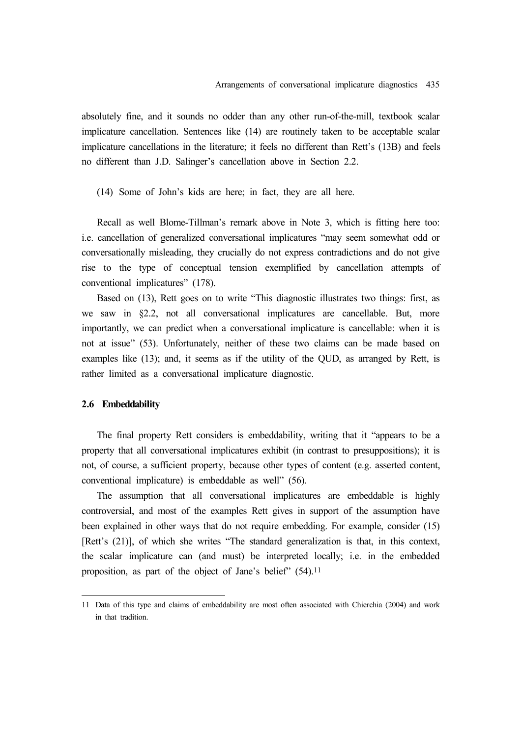absolutely fine, and it sounds no odder than any other run-of-the-mill, textbook scalar implicature cancellation. Sentences like (14) are routinely taken to be acceptable scalar implicature cancellations in the literature; it feels no different than Rett's (13B) and feels no different than J.D. Salinger's cancellation above in Section 2.2.

(14) Some of John's kids are here; in fact, they are all here.

Recall as well Blome-Tillman's remark above in Note 3, which is fitting here too: i.e. cancellation of generalized conversational implicatures "may seem somewhat odd or conversationally misleading, they crucially do not express contradictions and do not give rise to the type of conceptual tension exemplified by cancellation attempts of conventional implicatures" (178).

Based on (13), Rett goes on to write "This diagnostic illustrates two things: first, as we saw in §2.2, not all conversational implicatures are cancellable. But, more importantly, we can predict when a conversational implicature is cancellable: when it is not at issue" (53). Unfortunately, neither of these two claims can be made based on examples like (13); and, it seems as if the utility of the QUD, as arranged by Rett, is rather limited as a conversational implicature diagnostic.

### 2.6 Embeddability

The final property Rett considers is embeddability, writing that it "appears to be a property that all conversational implicatures exhibit (in contrast to presuppositions); it is not, of course, a sufficient property, because other types of content (e.g. asserted content, conventional implicature) is embeddable as well" (56).

The assumption that all conversational implicatures are embeddable is highly controversial, and most of the examples Rett gives in support of the assumption have been explained in other ways that do not require embedding. For example, consider (15) [Rett's (21)], of which she writes "The standard generalization is that, in this context, the scalar implicature can (and must) be interpreted locally; i.e. in the embedded proposition, as part of the object of Jane's belief" (54).[11]

---

11 Data of this type and claims of embeddability are most often associated with Chierchia (2004) and work in that tradition.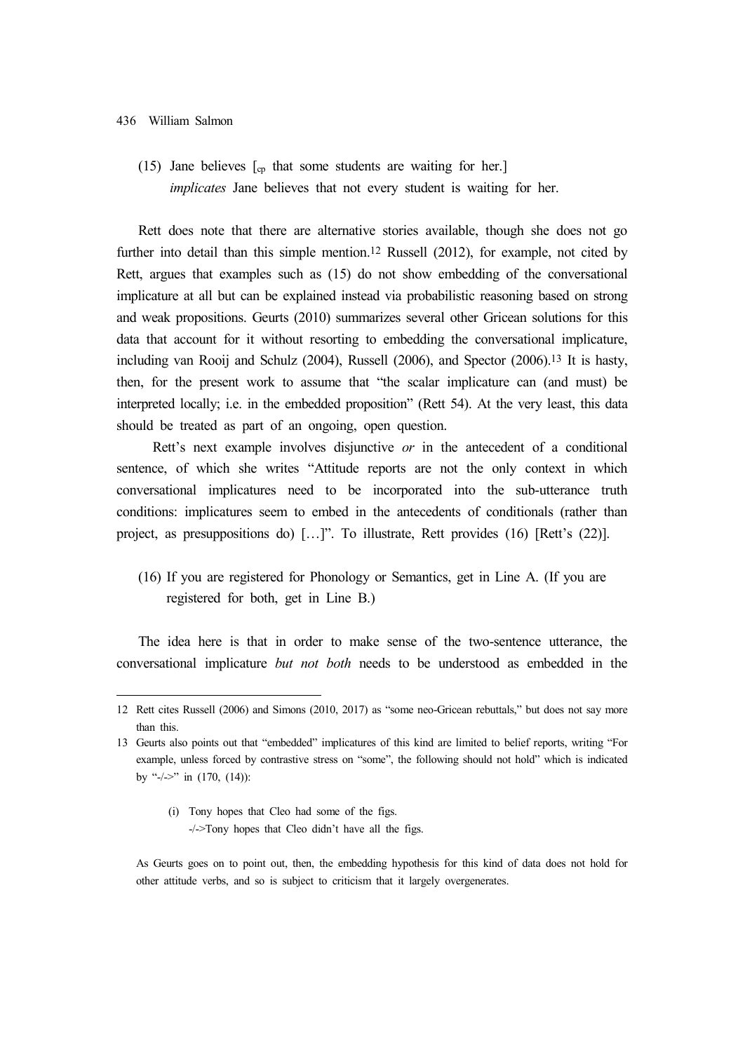(15) Jane believes [$_{cp}$ that some students are waiting for her.]
*implicates* Jane believes that not every student is waiting for her.

Rett does note that there are alternative stories available, though she does not go further into detail than this simple mention.[12] Russell (2012), for example, not cited by Rett, argues that examples such as (15) do not show embedding of the conversational implicature at all but can be explained instead via probabilistic reasoning based on strong and weak propositions. Geurts (2010) summarizes several other Gricean solutions for this data that account for it without resorting to embedding the conversational implicature, including van Rooij and Schulz (2004), Russell (2006), and Spector (2006).[13] It is hasty, then, for the present work to assume that "the scalar implicature can (and must) be interpreted locally; i.e. in the embedded proposition" (Rett 54). At the very least, this data should be treated as part of an ongoing, open question.

Rett's next example involves disjunctive *or* in the antecedent of a conditional sentence, of which she writes "Attitude reports are not the only context in which conversational implicatures need to be incorporated into the sub-utterance truth conditions: implicatures seem to embed in the antecedents of conditionals (rather than project, as presuppositions do) […]". To illustrate, Rett provides (16) [Rett's (22)].

(16) If you are registered for Phonology or Semantics, get in Line A. (If you are registered for both, get in Line B.)

The idea here is that in order to make sense of the two-sentence utterance, the conversational implicature *but not both* needs to be understood as embedded in the

---

12 Rett cites Russell (2006) and Simons (2010, 2017) as "some neo-Gricean rebuttals," but does not say more than this.

13 Geurts also points out that "embedded" implicatures of this kind are limited to belief reports, writing "For example, unless forced by contrastive stress on "some", the following should not hold" which is indicated by "-/->" in (170, (14)):

(i) Tony hopes that Cleo had some of the figs.
-/->Tony hopes that Cleo didn't have all the figs.

As Geurts goes on to point out, then, the embedding hypothesis for this kind of data does not hold for other attitude verbs, and so is subject to criticism that it largely overgenerates.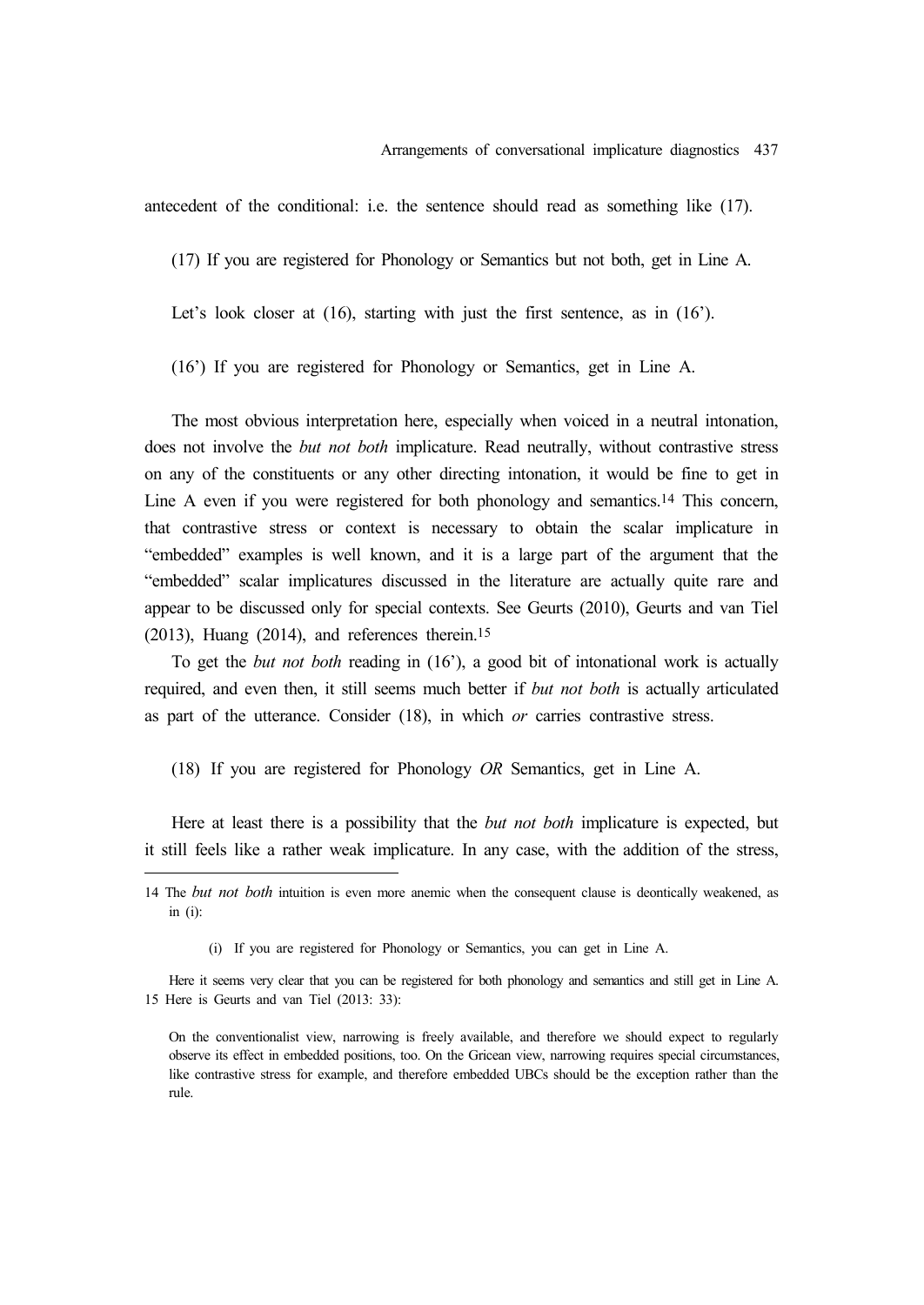antecedent of the conditional: i.e. the sentence should read as something like (17).

(17) If you are registered for Phonology or Semantics but not both, get in Line A.

Let's look closer at (16), starting with just the first sentence, as in (16').

(16') If you are registered for Phonology or Semantics, get in Line A.

The most obvious interpretation here, especially when voiced in a neutral intonation, does not involve the *but not both* implicature. Read neutrally, without contrastive stress on any of the constituents or any other directing intonation, it would be fine to get in Line A even if you were registered for both phonology and semantics.[14] This concern, that contrastive stress or context is necessary to obtain the scalar implicature in "embedded" examples is well known, and it is a large part of the argument that the "embedded" scalar implicatures discussed in the literature are actually quite rare and appear to be discussed only for special contexts. See Geurts (2010), Geurts and van Tiel (2013), Huang (2014), and references therein.[15]

To get the *but not both* reading in (16'), a good bit of intonational work is actually required, and even then, it still seems much better if *but not both* is actually articulated as part of the utterance. Consider (18), in which *or* carries contrastive stress.

(18) If you are registered for Phonology *OR* Semantics, get in Line A.

Here at least there is a possibility that the *but not both* implicature is expected, but it still feels like a rather weak implicature. In any case, with the addition of the stress,

---

14 The *but not both* intuition is even more anemic when the consequent clause is deontically weakened, as in (i):

(i) If you are registered for Phonology or Semantics, you can get in Line A.

Here it seems very clear that you can be registered for both phonology and semantics and still get in Line A.

15 Here is Geurts and van Tiel (2013: 33):

On the conventionalist view, narrowing is freely available, and therefore we should expect to regularly observe its effect in embedded positions, too. On the Gricean view, narrowing requires special circumstances, like contrastive stress for example, and therefore embedded UBCs should be the exception rather than the rule.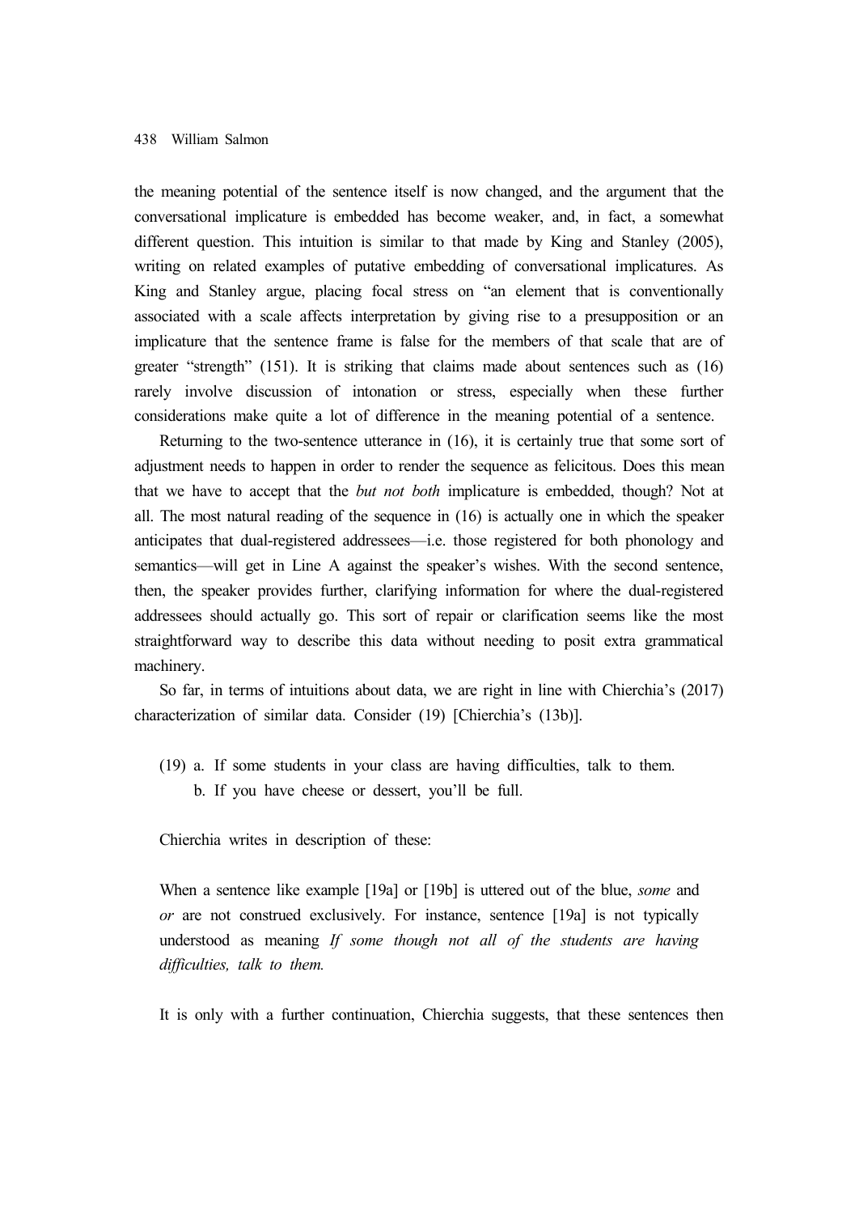the meaning potential of the sentence itself is now changed, and the argument that the conversational implicature is embedded has become weaker, and, in fact, a somewhat different question. This intuition is similar to that made by King and Stanley (2005), writing on related examples of putative embedding of conversational implicatures. As King and Stanley argue, placing focal stress on "an element that is conventionally associated with a scale affects interpretation by giving rise to a presupposition or an implicature that the sentence frame is false for the members of that scale that are of greater "strength" (151). It is striking that claims made about sentences such as (16) rarely involve discussion of intonation or stress, especially when these further considerations make quite a lot of difference in the meaning potential of a sentence.

Returning to the two-sentence utterance in (16), it is certainly true that some sort of adjustment needs to happen in order to render the sequence as felicitous. Does this mean that we have to accept that the *but not both* implicature is embedded, though? Not at all. The most natural reading of the sequence in (16) is actually one in which the speaker anticipates that dual-registered addressees—i.e. those registered for both phonology and semantics—will get in Line A against the speaker's wishes. With the second sentence, then, the speaker provides further, clarifying information for where the dual-registered addressees should actually go. This sort of repair or clarification seems like the most straightforward way to describe this data without needing to posit extra grammatical machinery.

So far, in terms of intuitions about data, we are right in line with Chierchia's (2017) characterization of similar data. Consider (19) [Chierchia's (13b)].

(19) a. If some students in your class are having difficulties, talk to them.
 b. If you have cheese or dessert, you'll be full.

Chierchia writes in description of these:

> When a sentence like example [19a] or [19b] is uttered out of the blue, *some* and *or* are not construed exclusively. For instance, sentence [19a] is not typically understood as meaning *If some though not all of the students are having difficulties, talk to them.*

It is only with a further continuation, Chierchia suggests, that these sentences then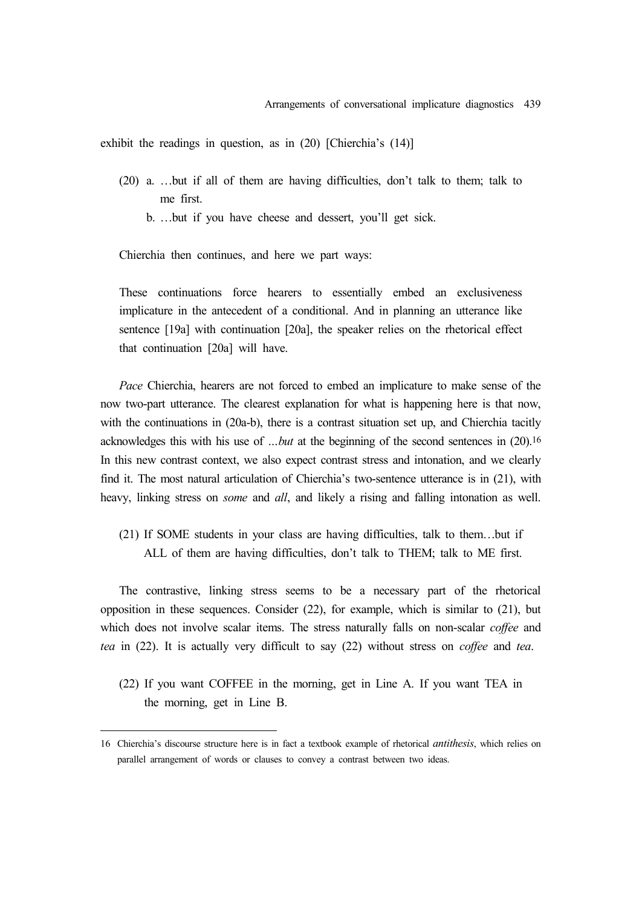exhibit the readings in question, as in (20) [Chierchia's (14)]

(20) a. …but if all of them are having difficulties, don't talk to them; talk to me first.

b. …but if you have cheese and dessert, you'll get sick.

Chierchia then continues, and here we part ways:

> These continuations force hearers to essentially embed an exclusiveness implicature in the antecedent of a conditional. And in planning an utterance like sentence [19a] with continuation [20a], the speaker relies on the rhetorical effect that continuation [20a] will have.

*Pace* Chierchia, hearers are not forced to embed an implicature to make sense of the now two-part utterance. The clearest explanation for what is happening here is that now, with the continuations in (20a-b), there is a contrast situation set up, and Chierchia tacitly acknowledges this with his use of *…but* at the beginning of the second sentences in (20).[16] In this new contrast context, we also expect contrast stress and intonation, and we clearly find it. The most natural articulation of Chierchia's two-sentence utterance is in (21), with heavy, linking stress on *some* and *all*, and likely a rising and falling intonation as well.

(21) If SOME students in your class are having difficulties, talk to them…but if ALL of them are having difficulties, don't talk to THEM; talk to ME first.

The contrastive, linking stress seems to be a necessary part of the rhetorical opposition in these sequences. Consider (22), for example, which is similar to (21), but which does not involve scalar items. The stress naturally falls on non-scalar *coffee* and *tea* in (22). It is actually very difficult to say (22) without stress on *coffee* and *tea*.

(22) If you want COFFEE in the morning, get in Line A. If you want TEA in the morning, get in Line B.

---

16 Chierchia's discourse structure here is in fact a textbook example of rhetorical *antithesis*, which relies on parallel arrangement of words or clauses to convey a contrast between two ideas.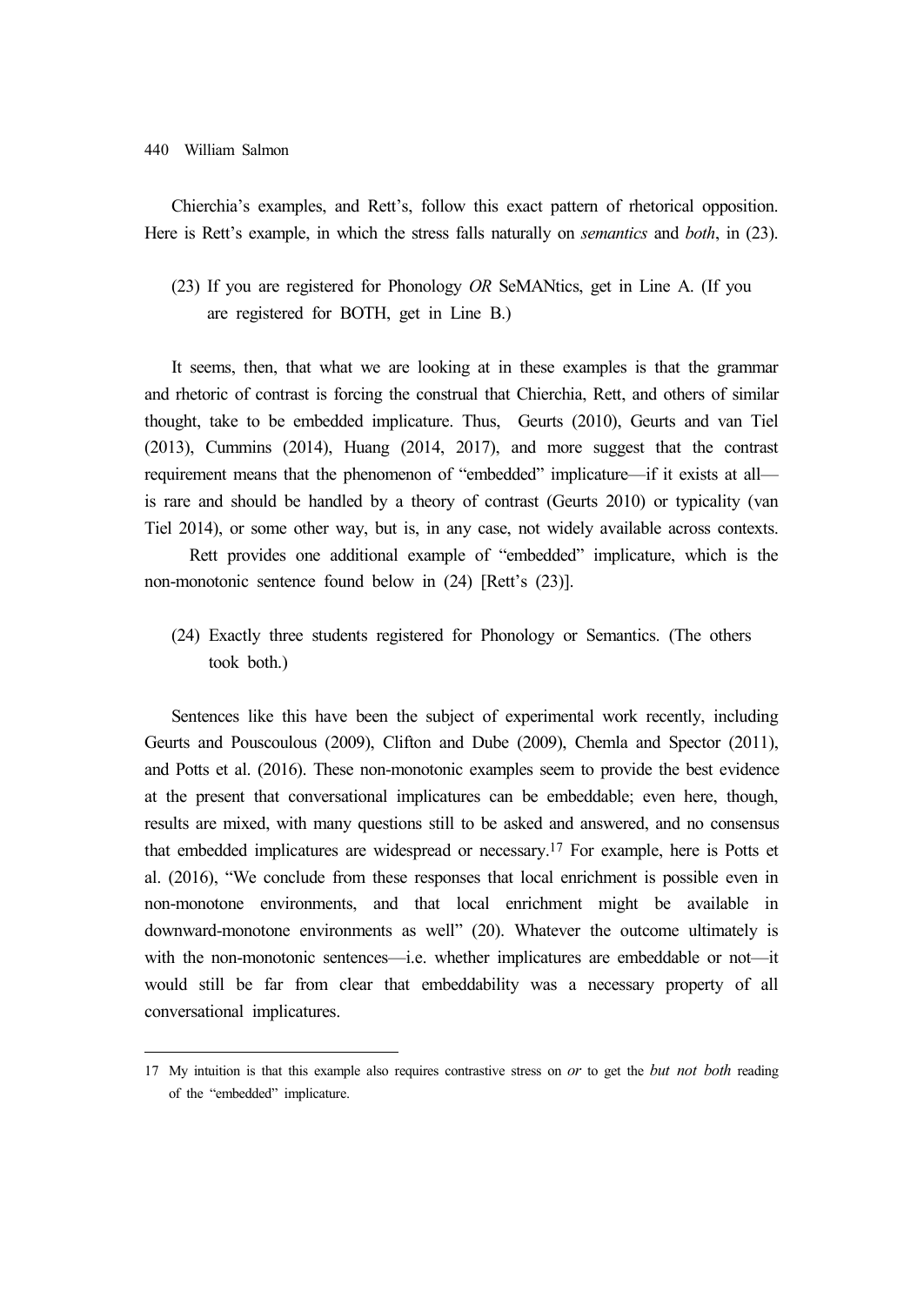Chierchia's examples, and Rett's, follow this exact pattern of rhetorical opposition. Here is Rett's example, in which the stress falls naturally on *semantics* and *both*, in (23).

(23) If you are registered for Phonology *OR* SeMANtics, get in Line A. (If you are registered for BOTH, get in Line B.)

It seems, then, that what we are looking at in these examples is that the grammar and rhetoric of contrast is forcing the construal that Chierchia, Rett, and others of similar thought, take to be embedded implicature. Thus, Geurts (2010), Geurts and van Tiel (2013), Cummins (2014), Huang (2014, 2017), and more suggest that the contrast requirement means that the phenomenon of "embedded" implicature—if it exists at all—is rare and should be handled by a theory of contrast (Geurts 2010) or typicality (van Tiel 2014), or some other way, but is, in any case, not widely available across contexts.

Rett provides one additional example of "embedded" implicature, which is the non-monotonic sentence found below in (24) [Rett's (23)].

(24) Exactly three students registered for Phonology or Semantics. (The others took both.)

Sentences like this have been the subject of experimental work recently, including Geurts and Pouscoulous (2009), Clifton and Dube (2009), Chemla and Spector (2011), and Potts et al. (2016). These non-monotonic examples seem to provide the best evidence at the present that conversational implicatures can be embeddable; even here, though, results are mixed, with many questions still to be asked and answered, and no consensus that embedded implicatures are widespread or necessary.[17] For example, here is Potts et al. (2016), "We conclude from these responses that local enrichment is possible even in non-monotone environments, and that local enrichment might be available in downward-monotone environments as well" (20). Whatever the outcome ultimately is with the non-monotonic sentences—i.e. whether implicatures are embeddable or not—it would still be far from clear that embeddability was a necessary property of all conversational implicatures.

---

17 My intuition is that this example also requires contrastive stress on *or* to get the *but not both* reading of the "embedded" implicature.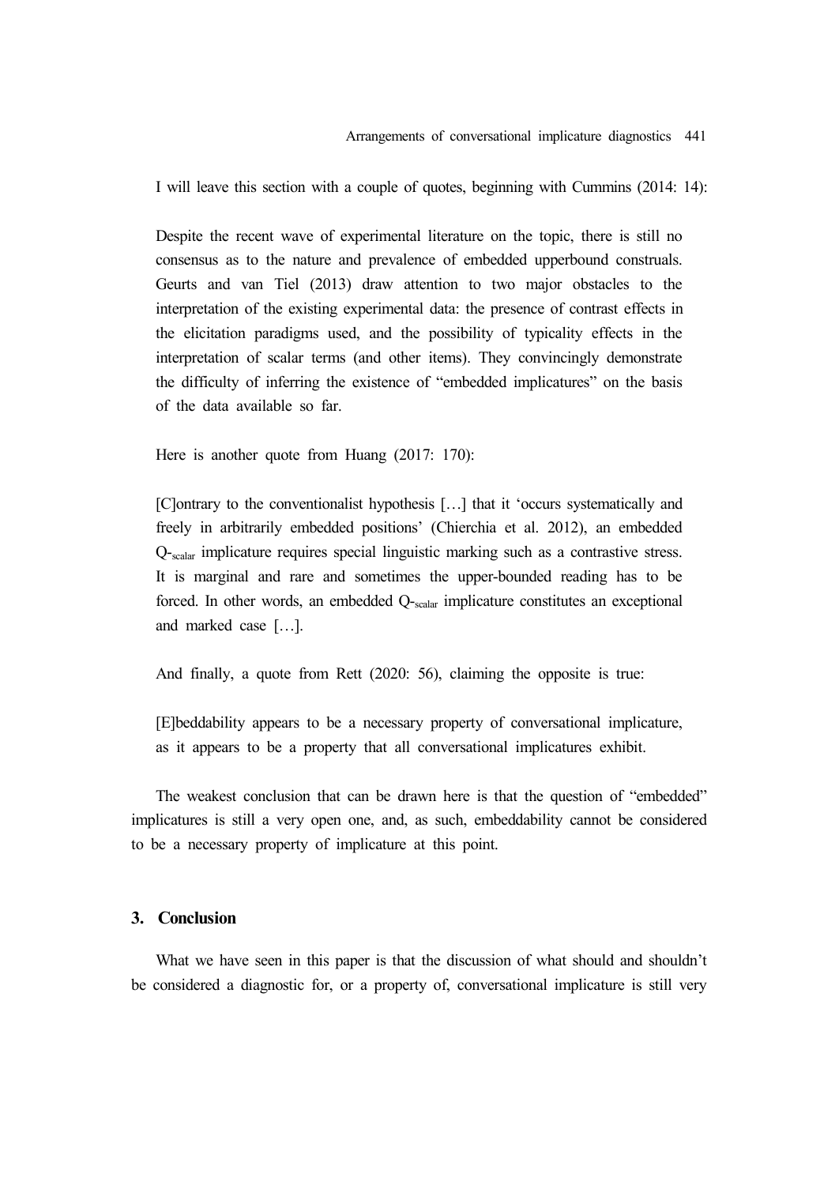I will leave this section with a couple of quotes, beginning with Cummins (2014: 14):

> Despite the recent wave of experimental literature on the topic, there is still no consensus as to the nature and prevalence of embedded upperbound construals. Geurts and van Tiel (2013) draw attention to two major obstacles to the interpretation of the existing experimental data: the presence of contrast effects in the elicitation paradigms used, and the possibility of typicality effects in the interpretation of scalar terms (and other items). They convincingly demonstrate the difficulty of inferring the existence of "embedded implicatures" on the basis of the data available so far.

Here is another quote from Huang (2017: 170):

> [C]ontrary to the conventionalist hypothesis […] that it 'occurs systematically and freely in arbitrarily embedded positions' (Chierchia et al. 2012), an embedded $Q_{\text{-scalar}}$ implicature requires special linguistic marking such as a contrastive stress. It is marginal and rare and sometimes the upper-bounded reading has to be forced. In other words, an embedded $Q_{\text{-scalar}}$ implicature constitutes an exceptional and marked case […].

And finally, a quote from Rett (2020: 56), claiming the opposite is true:

> [E]beddability appears to be a necessary property of conversational implicature, as it appears to be a property that all conversational implicatures exhibit.

The weakest conclusion that can be drawn here is that the question of "embedded" implicatures is still a very open one, and, as such, embeddability cannot be considered to be a necessary property of implicature at this point.

## 3. Conclusion

What we have seen in this paper is that the discussion of what should and shouldn't be considered a diagnostic for, or a property of, conversational implicature is still very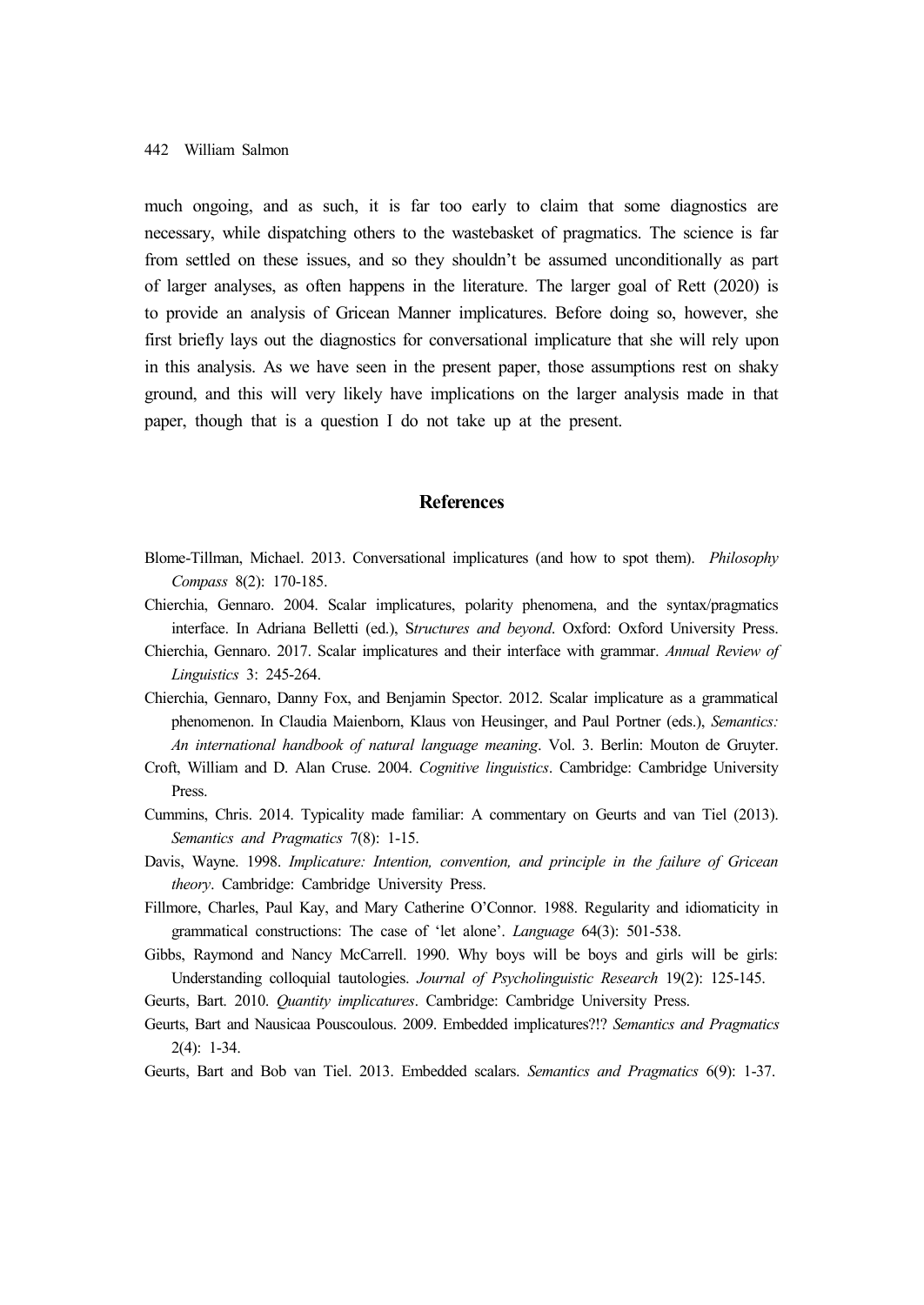much ongoing, and as such, it is far too early to claim that some diagnostics are necessary, while dispatching others to the wastebasket of pragmatics. The science is far from settled on these issues, and so they shouldn't be assumed unconditionally as part of larger analyses, as often happens in the literature. The larger goal of Rett (2020) is to provide an analysis of Gricean Manner implicatures. Before doing so, however, she first briefly lays out the diagnostics for conversational implicature that she will rely upon in this analysis. As we have seen in the present paper, those assumptions rest on shaky ground, and this will very likely have implications on the larger analysis made in that paper, though that is a question I do not take up at the present.

## References

Blome-Tillman, Michael. 2013. Conversational implicatures (and how to spot them). *Philosophy Compass* 8(2): 170-185.

Chierchia, Gennaro. 2004. Scalar implicatures, polarity phenomena, and the syntax/pragmatics interface. In Adriana Belletti (ed.), S*tructures and beyond*. Oxford: Oxford University Press.

Chierchia, Gennaro. 2017. Scalar implicatures and their interface with grammar. *Annual Review of Linguistics* 3: 245-264.

Chierchia, Gennaro, Danny Fox, and Benjamin Spector. 2012. Scalar implicature as a grammatical phenomenon. In Claudia Maienborn, Klaus von Heusinger, and Paul Portner (eds.), *Semantics: An international handbook of natural language meaning*. Vol. 3. Berlin: Mouton de Gruyter.

Croft, William and D. Alan Cruse. 2004. *Cognitive linguistics*. Cambridge: Cambridge University Press.

Cummins, Chris. 2014. Typicality made familiar: A commentary on Geurts and van Tiel (2013). *Semantics and Pragmatics* 7(8): 1-15.

Davis, Wayne. 1998. *Implicature: Intention, convention, and principle in the failure of Gricean theory*. Cambridge: Cambridge University Press.

Fillmore, Charles, Paul Kay, and Mary Catherine O'Connor. 1988. Regularity and idiomaticity in grammatical constructions: The case of 'let alone'. *Language* 64(3): 501-538.

Gibbs, Raymond and Nancy McCarrell. 1990. Why boys will be boys and girls will be girls: Understanding colloquial tautologies. *Journal of Psycholinguistic Research* 19(2): 125-145.

Geurts, Bart. 2010. *Quantity implicatures*. Cambridge: Cambridge University Press.

Geurts, Bart and Nausicaa Pouscoulous. 2009. Embedded implicatures?!? *Semantics and Pragmatics* 2(4): 1-34.

Geurts, Bart and Bob van Tiel. 2013. Embedded scalars. *Semantics and Pragmatics* 6(9): 1-37.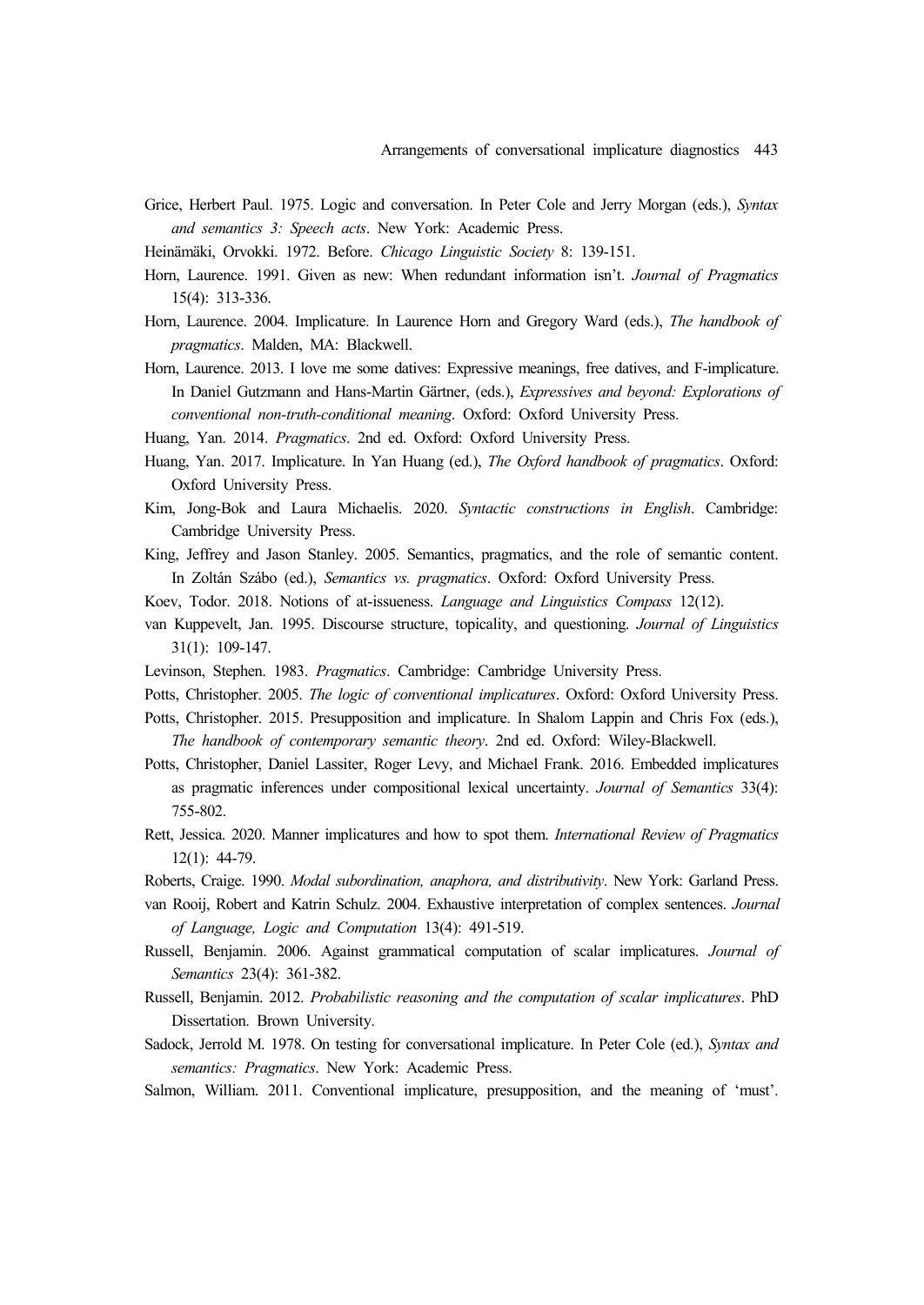Grice, Herbert Paul. 1975. Logic and conversation. In Peter Cole and Jerry Morgan (eds.), *Syntax and semantics 3: Speech acts*. New York: Academic Press.

Heinämäki, Orvokki. 1972. Before. *Chicago Linguistic Society* 8: 139-151.

Horn, Laurence. 1991. Given as new: When redundant information isn't. *Journal of Pragmatics* 15(4): 313-336.

Horn, Laurence. 2004. Implicature. In Laurence Horn and Gregory Ward (eds.), *The handbook of pragmatics*. Malden, MA: Blackwell.

Horn, Laurence. 2013. I love me some datives: Expressive meanings, free datives, and F-implicature. In Daniel Gutzmann and Hans-Martin Gärtner, (eds.), *Expressives and beyond: Explorations of conventional non-truth-conditional meaning*. Oxford: Oxford University Press.

Huang, Yan. 2014. *Pragmatics*. 2nd ed. Oxford: Oxford University Press.

Huang, Yan. 2017. Implicature. In Yan Huang (ed.), *The Oxford handbook of pragmatics*. Oxford: Oxford University Press.

Kim, Jong-Bok and Laura Michaelis. 2020. *Syntactic constructions in English*. Cambridge: Cambridge University Press.

King, Jeffrey and Jason Stanley. 2005. Semantics, pragmatics, and the role of semantic content. In Zoltán Szábo (ed.), *Semantics vs. pragmatics*. Oxford: Oxford University Press.

Koev, Todor. 2018. Notions of at-issueness. *Language and Linguistics Compass* 12(12).

van Kuppevelt, Jan. 1995. Discourse structure, topicality, and questioning. *Journal of Linguistics* 31(1): 109-147.

Levinson, Stephen. 1983. *Pragmatics*. Cambridge: Cambridge University Press.

Potts, Christopher. 2005. *The logic of conventional implicatures*. Oxford: Oxford University Press.

Potts, Christopher. 2015. Presupposition and implicature. In Shalom Lappin and Chris Fox (eds.), *The handbook of contemporary semantic theory*. 2nd ed. Oxford: Wiley-Blackwell.

Potts, Christopher, Daniel Lassiter, Roger Levy, and Michael Frank. 2016. Embedded implicatures as pragmatic inferences under compositional lexical uncertainty. *Journal of Semantics* 33(4): 755-802.

Rett, Jessica. 2020. Manner implicatures and how to spot them. *International Review of Pragmatics* 12(1): 44-79.

Roberts, Craige. 1990. *Modal subordination, anaphora, and distributivity*. New York: Garland Press.

van Rooij, Robert and Katrin Schulz. 2004. Exhaustive interpretation of complex sentences. *Journal of Language, Logic and Computation* 13(4): 491-519.

Russell, Benjamin. 2006. Against grammatical computation of scalar implicatures. *Journal of Semantics* 23(4): 361-382.

Russell, Benjamin. 2012. *Probabilistic reasoning and the computation of scalar implicatures*. PhD Dissertation. Brown University.

Sadock, Jerrold M. 1978. On testing for conversational implicature. In Peter Cole (ed.), *Syntax and semantics: Pragmatics*. New York: Academic Press.

Salmon, William. 2011. Conventional implicature, presupposition, and the meaning of 'must'.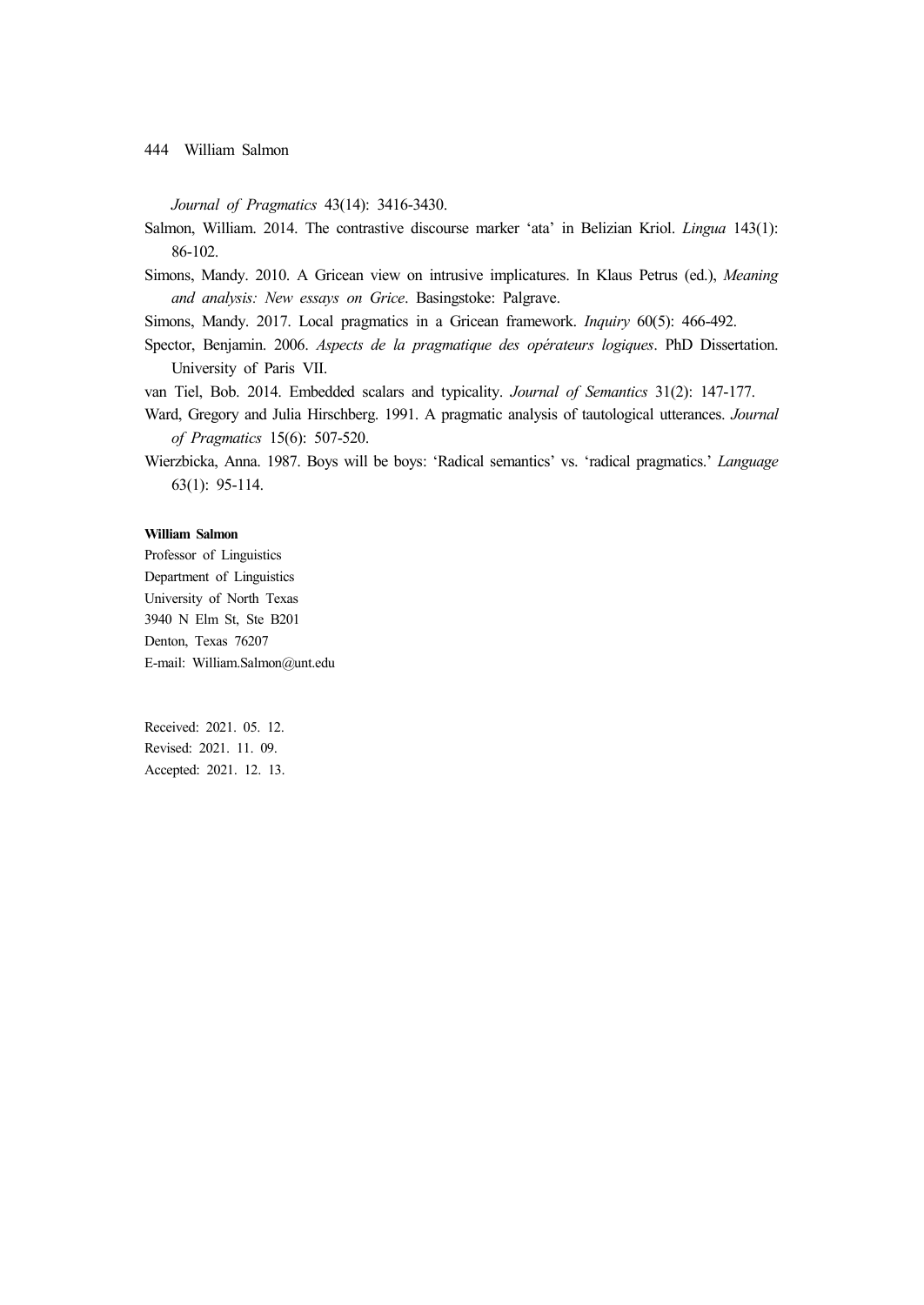*Journal of Pragmatics* 43(14): 3416-3430.

Salmon, William. 2014. The contrastive discourse marker ‘ata’ in Belizian Kriol. *Lingua* 143(1): 86-102.

Simons, Mandy. 2010. A Gricean view on intrusive implicatures. In Klaus Petrus (ed.), *Meaning and analysis: New essays on Grice*. Basingstoke: Palgrave.

Simons, Mandy. 2017. Local pragmatics in a Gricean framework. *Inquiry* 60(5): 466-492.

Spector, Benjamin. 2006. *Aspects de la pragmatique des opérateurs logiques*. PhD Dissertation. University of Paris VII.

van Tiel, Bob. 2014. Embedded scalars and typicality. *Journal of Semantics* 31(2): 147-177.

Ward, Gregory and Julia Hirschberg. 1991. A pragmatic analysis of tautological utterances. *Journal of Pragmatics* 15(6): 507-520.

Wierzbicka, Anna. 1987. Boys will be boys: ‘Radical semantics’ vs. ‘radical pragmatics.’ *Language* 63(1): 95-114.

**William Salmon**
Professor of Linguistics
Department of Linguistics
University of North Texas
3940 N Elm St, Ste B201
Denton, Texas 76207
E-mail: William.Salmon@unt.edu

Received: 2021. 05. 12.
Revised: 2021. 11. 09.
Accepted: 2021. 12. 13.